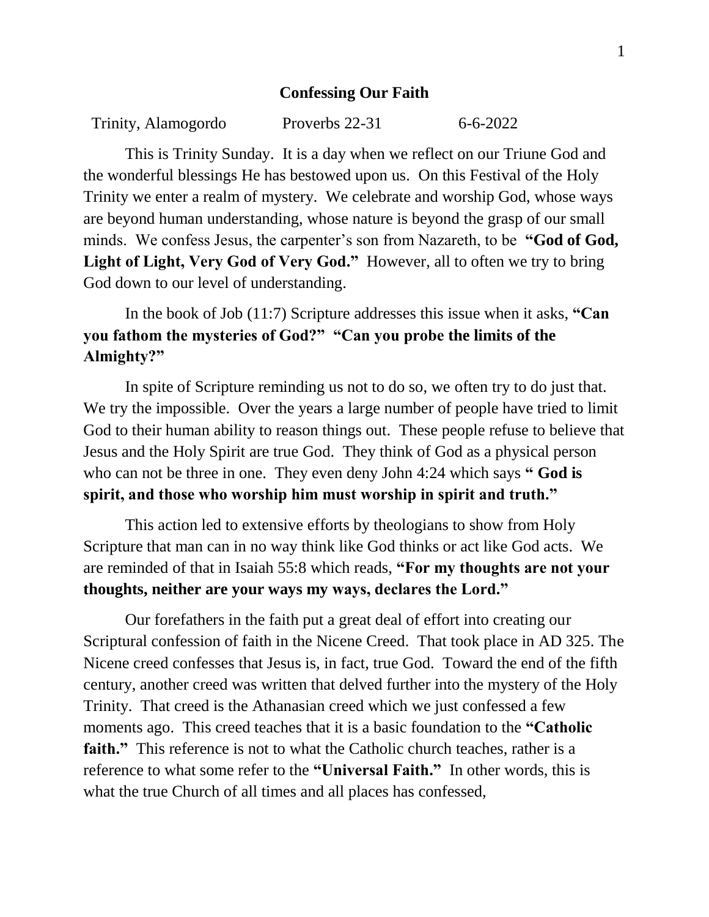# Confessing Our Faith

Trinity, Alamogordo Proverbs 22-31 6-6-2022

This is Trinity Sunday. It is a day when we reflect on our Triune God and the wonderful blessings He has bestowed upon us. On this Festival of the Holy Trinity we enter a realm of mystery. We celebrate and worship God, whose ways are beyond human understanding, whose nature is beyond the grasp of our small minds. We confess Jesus, the carpenter's son from Nazareth, to be **"God of God, Light of Light, Very God of Very God."** However, all to often we try to bring God down to our level of understanding.

In the book of Job (11:7) Scripture addresses this issue when it asks, **"Can you fathom the mysteries of God?" "Can you probe the limits of the Almighty?"**

In spite of Scripture reminding us not to do so, we often try to do just that. We try the impossible. Over the years a large number of people have tried to limit God to their human ability to reason things out. These people refuse to believe that Jesus and the Holy Spirit are true God. They think of God as a physical person who can not be three in one. They even deny John 4:24 which says **" God is spirit, and those who worship him must worship in spirit and truth."**

This action led to extensive efforts by theologians to show from Holy Scripture that man can in no way think like God thinks or act like God acts. We are reminded of that in Isaiah 55:8 which reads, **"For my thoughts are not your thoughts, neither are your ways my ways, declares the Lord."**

Our forefathers in the faith put a great deal of effort into creating our Scriptural confession of faith in the Nicene Creed. That took place in AD 325. The Nicene creed confesses that Jesus is, in fact, true God. Toward the end of the fifth century, another creed was written that delved further into the mystery of the Holy Trinity. That creed is the Athanasian creed which we just confessed a few moments ago. This creed teaches that it is a basic foundation to the **"Catholic faith."** This reference is not to what the Catholic church teaches, rather is a reference to what some refer to the **"Universal Faith."** In other words, this is what the true Church of all times and all places has confessed,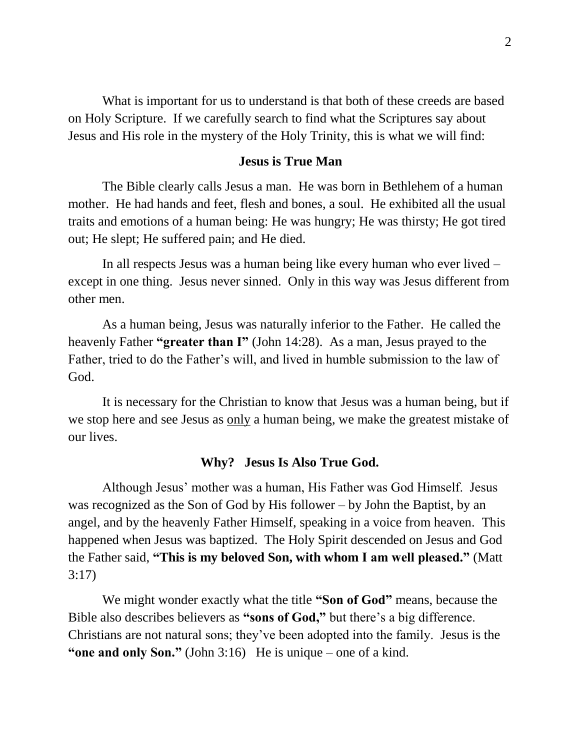What is important for us to understand is that both of these creeds are based on Holy Scripture. If we carefully search to find what the Scriptures say about Jesus and His role in the mystery of the Holy Trinity, this is what we will find:

## Jesus is True Man

The Bible clearly calls Jesus a man. He was born in Bethlehem of a human mother. He had hands and feet, flesh and bones, a soul. He exhibited all the usual traits and emotions of a human being: He was hungry; He was thirsty; He got tired out; He slept; He suffered pain; and He died.

In all respects Jesus was a human being like every human who ever lived – except in one thing. Jesus never sinned. Only in this way was Jesus different from other men.

As a human being, Jesus was naturally inferior to the Father. He called the heavenly Father **"greater than I"** (John 14:28). As a man, Jesus prayed to the Father, tried to do the Father's will, and lived in humble submission to the law of God.

It is necessary for the Christian to know that Jesus was a human being, but if we stop here and see Jesus as only a human being, we make the greatest mistake of our lives.

## Why? Jesus Is Also True God.

Although Jesus' mother was a human, His Father was God Himself. Jesus was recognized as the Son of God by His follower – by John the Baptist, by an angel, and by the heavenly Father Himself, speaking in a voice from heaven. This happened when Jesus was baptized. The Holy Spirit descended on Jesus and God the Father said, **"This is my beloved Son, with whom I am well pleased."** (Matt 3:17)

We might wonder exactly what the title **"Son of God"** means, because the Bible also describes believers as **"sons of God,"** but there's a big difference. Christians are not natural sons; they've been adopted into the family. Jesus is the **"one and only Son."** (John 3:16) He is unique – one of a kind.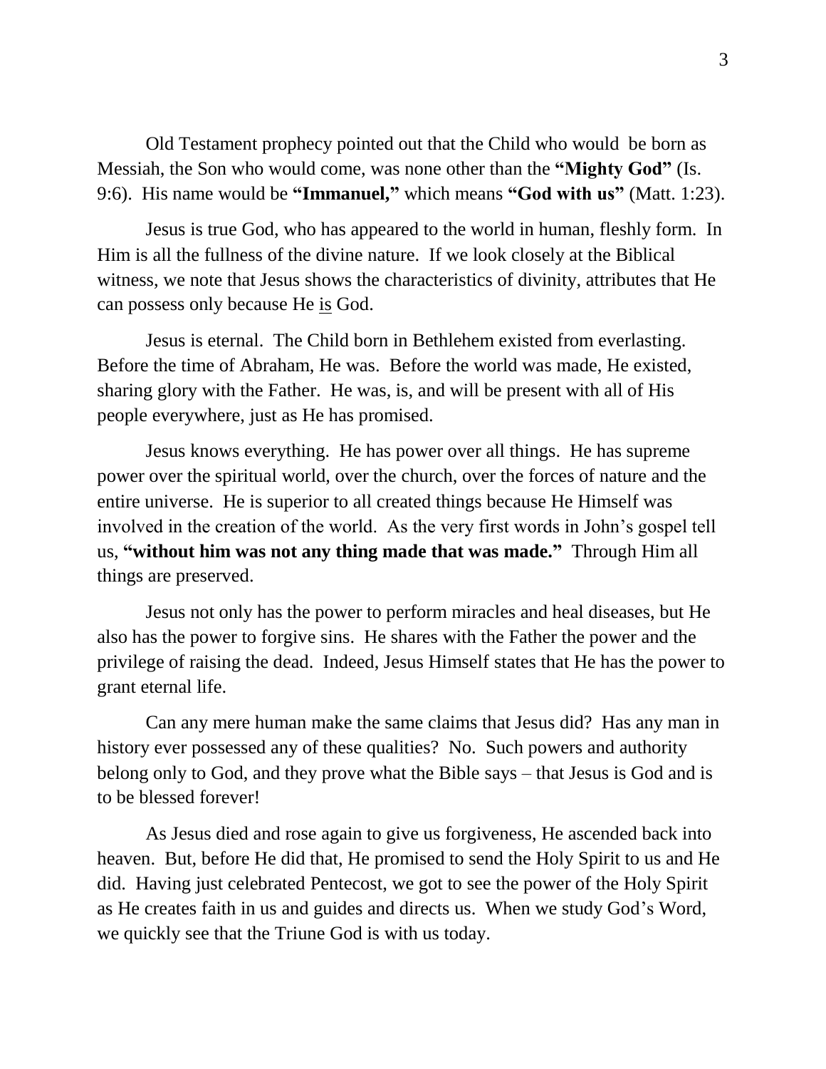Old Testament prophecy pointed out that the Child who would be born as Messiah, the Son who would come, was none other than the **"Mighty God"** (Is. 9:6). His name would be **"Immanuel,"** which means **"God with us"** (Matt. 1:23).

Jesus is true God, who has appeared to the world in human, fleshly form. In Him is all the fullness of the divine nature. If we look closely at the Biblical witness, we note that Jesus shows the characteristics of divinity, attributes that He can possess only because He <u>is</u> God.

Jesus is eternal. The Child born in Bethlehem existed from everlasting. Before the time of Abraham, He was. Before the world was made, He existed, sharing glory with the Father. He was, is, and will be present with all of His people everywhere, just as He has promised.

Jesus knows everything. He has power over all things. He has supreme power over the spiritual world, over the church, over the forces of nature and the entire universe. He is superior to all created things because He Himself was involved in the creation of the world. As the very first words in John's gospel tell us, **"without him was not any thing made that was made."** Through Him all things are preserved.

Jesus not only has the power to perform miracles and heal diseases, but He also has the power to forgive sins. He shares with the Father the power and the privilege of raising the dead. Indeed, Jesus Himself states that He has the power to grant eternal life.

Can any mere human make the same claims that Jesus did? Has any man in history ever possessed any of these qualities? No. Such powers and authority belong only to God, and they prove what the Bible says – that Jesus is God and is to be blessed forever!

As Jesus died and rose again to give us forgiveness, He ascended back into heaven. But, before He did that, He promised to send the Holy Spirit to us and He did. Having just celebrated Pentecost, we got to see the power of the Holy Spirit as He creates faith in us and guides and directs us. When we study God's Word, we quickly see that the Triune God is with us today.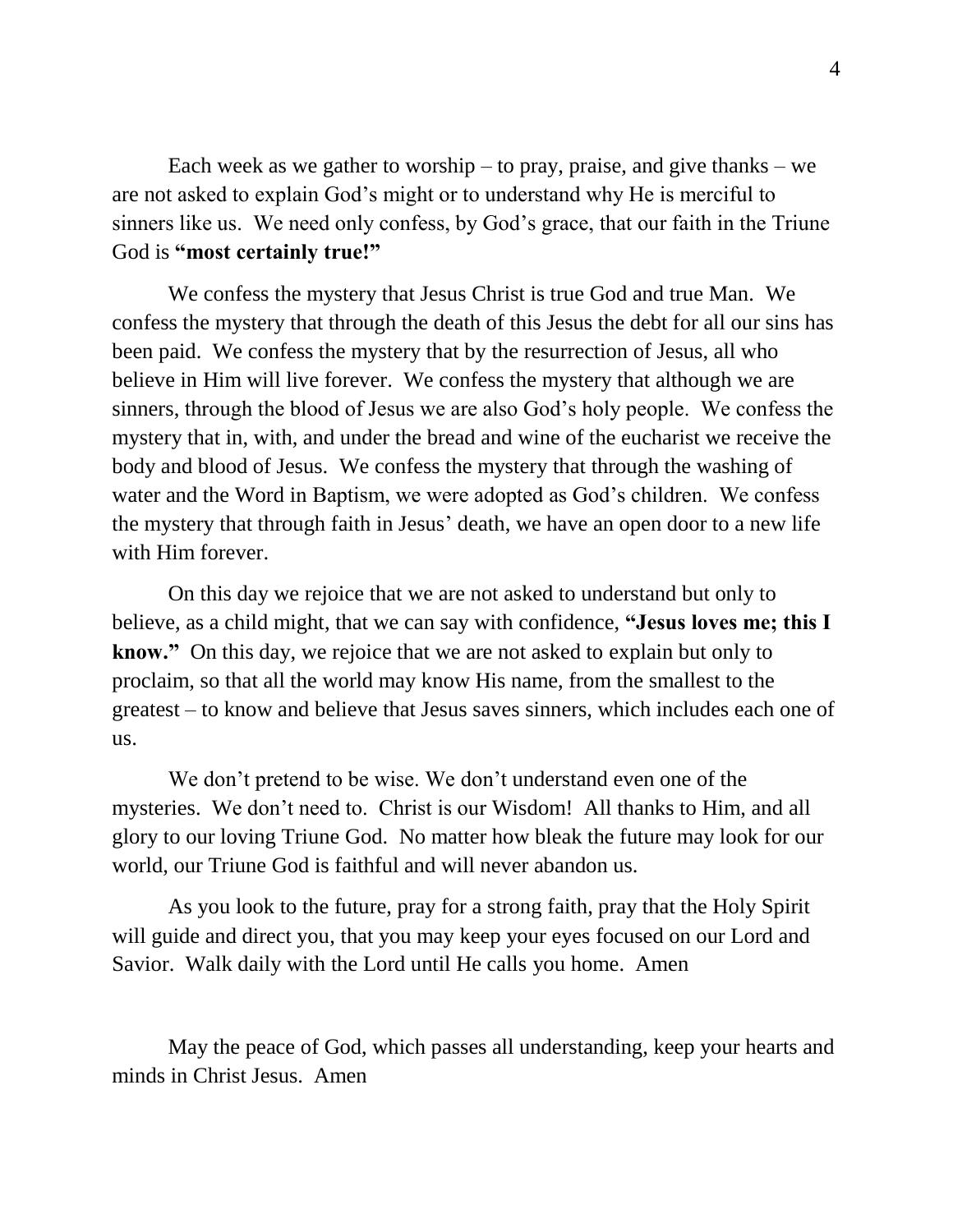Each week as we gather to worship – to pray, praise, and give thanks – we are not asked to explain God's might or to understand why He is merciful to sinners like us. We need only confess, by God's grace, that our faith in the Triune God is **"most certainly true!"**

We confess the mystery that Jesus Christ is true God and true Man. We confess the mystery that through the death of this Jesus the debt for all our sins has been paid. We confess the mystery that by the resurrection of Jesus, all who believe in Him will live forever. We confess the mystery that although we are sinners, through the blood of Jesus we are also God's holy people. We confess the mystery that in, with, and under the bread and wine of the eucharist we receive the body and blood of Jesus. We confess the mystery that through the washing of water and the Word in Baptism, we were adopted as God's children. We confess the mystery that through faith in Jesus' death, we have an open door to a new life with Him forever.

On this day we rejoice that we are not asked to understand but only to believe, as a child might, that we can say with confidence, **"Jesus loves me; this I know."** On this day, we rejoice that we are not asked to explain but only to proclaim, so that all the world may know His name, from the smallest to the greatest – to know and believe that Jesus saves sinners, which includes each one of us.

We don't pretend to be wise. We don't understand even one of the mysteries. We don't need to. Christ is our Wisdom! All thanks to Him, and all glory to our loving Triune God. No matter how bleak the future may look for our world, our Triune God is faithful and will never abandon us.

As you look to the future, pray for a strong faith, pray that the Holy Spirit will guide and direct you, that you may keep your eyes focused on our Lord and Savior. Walk daily with the Lord until He calls you home. Amen

May the peace of God, which passes all understanding, keep your hearts and minds in Christ Jesus. Amen